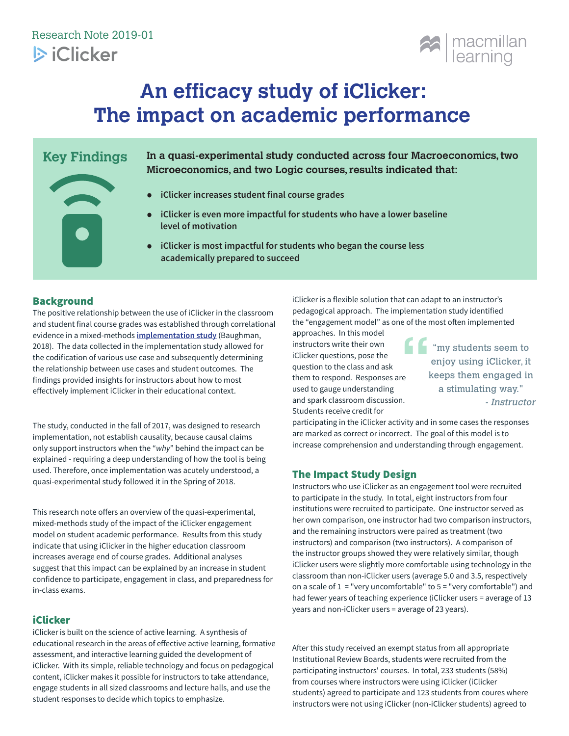Research Note 2019-01

iClicker

macmillan learning

# An efficacy study of iClicker: The impact on academic performance

## Key Findings

**In a quasi-experimental study conducted across four Macroeconomics, two Microeconomics, and two Logic courses, results indicated that:**

- **iClicker increases student final course grades**
- **iClicker is even more impactful for students who have a lower baseline level of motivation**
- **iClicker is most impactful for students who began the course less academically prepared to succeed**

## Background

The positive relationship between the use of iClicker in the classroom and student final course grades was established through correlational evidence in a mixed-methods **implementation study** (Baughman, 2018). The data collected in the implementation study allowed for the codification of various use case and subsequently determining the relationship between use cases and student outcomes. The findings provided insights for instructors about how to most effectively implement iClicker in their educational context.

The study, conducted in the fall of 2017, was designed to research implementation, not establish causality, because causal claims only support instructors when the "*why*" behind the impact can be explained - requiring a deep understanding of how the tool is being used. Therefore, once implementation was acutely understood, a quasi-experimental study followed it in the Spring of 2018.

This research note offers an overview of the quasi-experimental, mixed-methods study of the impact of the iClicker engagement model on student academic performance. Results from this study indicate that using iClicker in the higher education classroom increases average end of course grades. Additional analyses suggest that this impact can be explained by an increase in student confidence to participate, engagement in class, and preparedness for in-class exams.

## iClicker

iClicker is built on the science of active learning. A synthesis of educational research in the areas of effective active learning, formative assessment, and interactive learning guided the development of iClicker. With its simple, reliable technology and focus on pedagogical content, iClicker makes it possible for instructors to take attendance, engage students in all sized classrooms and lecture halls, and use the student responses to decide which topics to emphasize.

iClicker is a flexible solution that can adapt to an instructor's pedagogical approach. The implementation study identified the "engagement model" as one of the most often implemented approaches. In this model instructors write their own iClicker questions, pose the question to the class and ask them to respond. Responses are used to gauge understanding and spark classroom discussion. Students receive credit for participating in the iClicker activity and in some cases the responses are marked as correct or incorrect. The goal of this model is to increase comprehension and understanding through engagement.

> "my students seem to enjoy using iClicker, it keeps them engaged in a stimulating way."
>
> *- Instructor*

## The Impact Study Design

Instructors who use iClicker as an engagement tool were recruited to participate in the study. In total, eight instructors from four institutions were recruited to participate. One instructor served as her own comparison, one instructor had two comparison instructors, and the remaining instructors were paired as treatment (two instructors) and comparison (two instructors). A comparison of the instructor groups showed they were relatively similar, though iClicker users were slightly more comfortable using technology in the classroom than non-iClicker users (average 5.0 and 3.5, respectively on a scale of 1 = "very uncomfortable" to 5 = "very comfortable") and had fewer years of teaching experience (iClicker users = average of 13 years and non-iClicker users = average of 23 years).

After this study received an exempt status from all appropriate Institutional Review Boards, students were recruited from the participating instructors' courses. In total, 233 students (58%) from courses where instructors were using iClicker (iClicker students) agreed to participate and 123 students from coures where instructors were not using iClicker (non-iClicker students) agreed to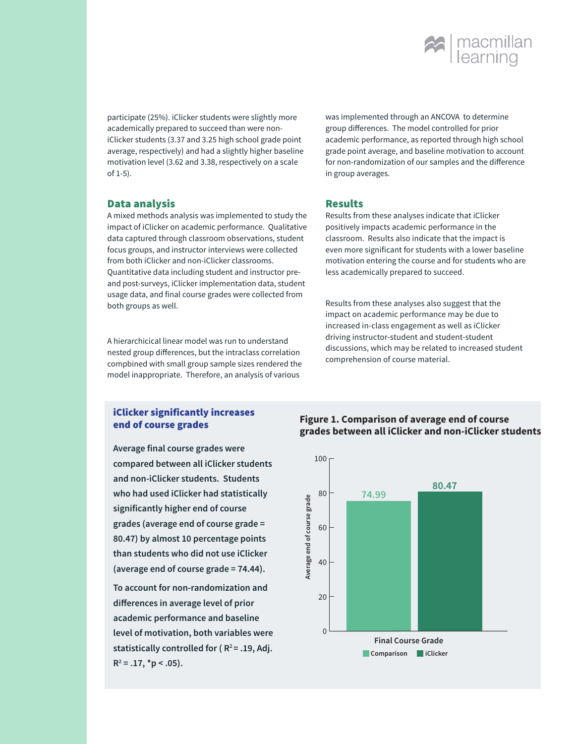participate (25%). iClicker students were slightly more academically prepared to succeed than were non-iClicker students (3.37 and 3.25 high school grade point average, respectively) and had a slightly higher baseline motivation level (3.62 and 3.38, respectively on a scale of 1-5).

## Data analysis

A mixed methods analysis was implemented to study the impact of iClicker on academic performance. Qualitative data captured through classroom observations, student focus groups, and instructor interviews were collected from both iClicker and non-iClicker classrooms. Quantitative data including student and instructor pre- and post-surveys, iClicker implementation data, student usage data, and final course grades were collected from both groups as well.

A hierarchicical linear model was run to understand nested group differences, but the intraclass correlation compbined with small group sample sizes rendered the model inappropriate. Therefore, an analysis of various was implemented through an ANCOVA to determine group differences. The model controlled for prior academic performance, as reported through high school grade point average, and baseline motivation to account for non-randomization of our samples and the difference in group averages.

## Results

Results from these analyses indicate that iClicker positively impacts academic performance in the classroom. Results also indicate that the impact is even more significant for students with a lower baseline motivation entering the course and for students who are less academically prepared to succeed.

Results from these analyses also suggest that the impact on academic performance may be due to increased in-class engagement as well as iClicker driving instructor-student and student-student discussions, which may be related to increased student comprehension of course material.

### iClicker significantly increases end of course grades

**Average final course grades were compared between all iClicker students and non-iClicker students. Students who had used iClicker had statistically significantly higher end of course grades (average end of course grade = 80.47) by almost 10 percentage points than students who did not use iClicker (average end of course grade = 74.44).**

**To account for non-randomization and differences in average level of prior academic performance and baseline level of motivation, both variables were statistically controlled for ( $R^2$ = .19, Adj. $R^2$ = .17, *p < .05).**

**Figure 1. Comparison of average end of course grades between all iClicker and non-iClicker students**

| Final Course Grade | Average end of course grade |
|---|---|
| Comparison | 74.99 |
| iClicker | 80.47 |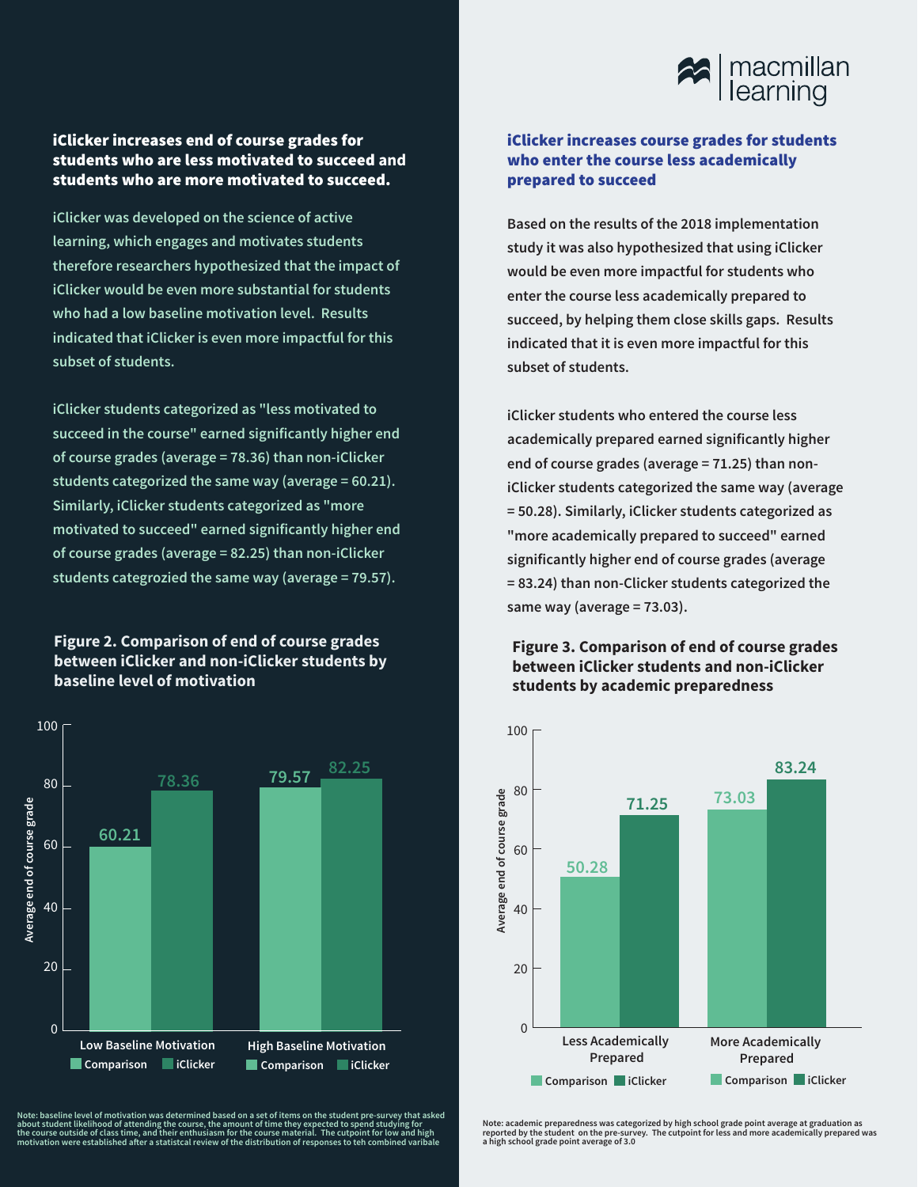## iClicker increases end of course grades for students who are less motivated to succeed and students who are more motivated to succeed.

iClicker was developed on the science of active learning, which engages and motivates students therefore researchers hypothesized that the impact of iClicker would be even more substantial for students who had a low baseline motivation level. Results indicated that iClicker is even more impactful for this subset of students.

iClicker students categorized as "less motivated to succeed in the course" earned significantly higher end of course grades (average = 78.36) than non-iClicker students categorized the same way (average = 60.21). Similarly, iClicker students categorized as "more motivated to succeed" earned significantly higher end of course grades (average = 82.25) than non-iClicker students categrozied the same way (average = 79.57).

**Figure 2. Comparison of end of course grades between iClicker and non-iClicker students by baseline level of motivation**

| Average end of course grade | Comparison | iClicker |
|---|---|---|
| Low Baseline Motivation | 60.21 | 78.36 |
| High Baseline Motivation | 79.57 | 82.25 |

Note: baseline level of motivation was determined based on a set of items on the student pre-survey that asked about student likelihood of attending the course, the amount of time they expected to spend studying for the course outside of class time, and their enthusiasm for the course material. The cutpoint for low and high motivation were established after a statistcal review of the distribution of responses to teh combined varibale

## iClicker increases course grades for students who enter the course less academically prepared to succeed

Based on the results of the 2018 implementation study it was also hypothesized that using iClicker would be even more impactful for students who enter the course less academically prepared to succeed, by helping them close skills gaps. Results indicated that it is even more impactful for this subset of students.

iClicker students who entered the course less academically prepared earned significantly higher end of course grades (average = 71.25) than non-iClicker students categorized the same way (average = 50.28). Similarly, iClicker students categorized as "more academically prepared to succeed" earned significantly higher end of course grades (average = 83.24) than non-Clicker students categorized the same way (average = 73.03).

**Figure 3. Comparison of end of course grades between iClicker students and non-iClicker students by academic preparedness**

| Average end of course grade | Comparison | iClicker |
|---|---|---|
| Less Academically Prepared | 50.28 | 71.25 |
| More Academically Prepared | 73.03 | 83.24 |

Note: academic preparedness was categorized by high school grade point average at graduation as reported by the student on the pre-survey. The cutpoint for less and more academically prepared was a high school grade point average of 3.0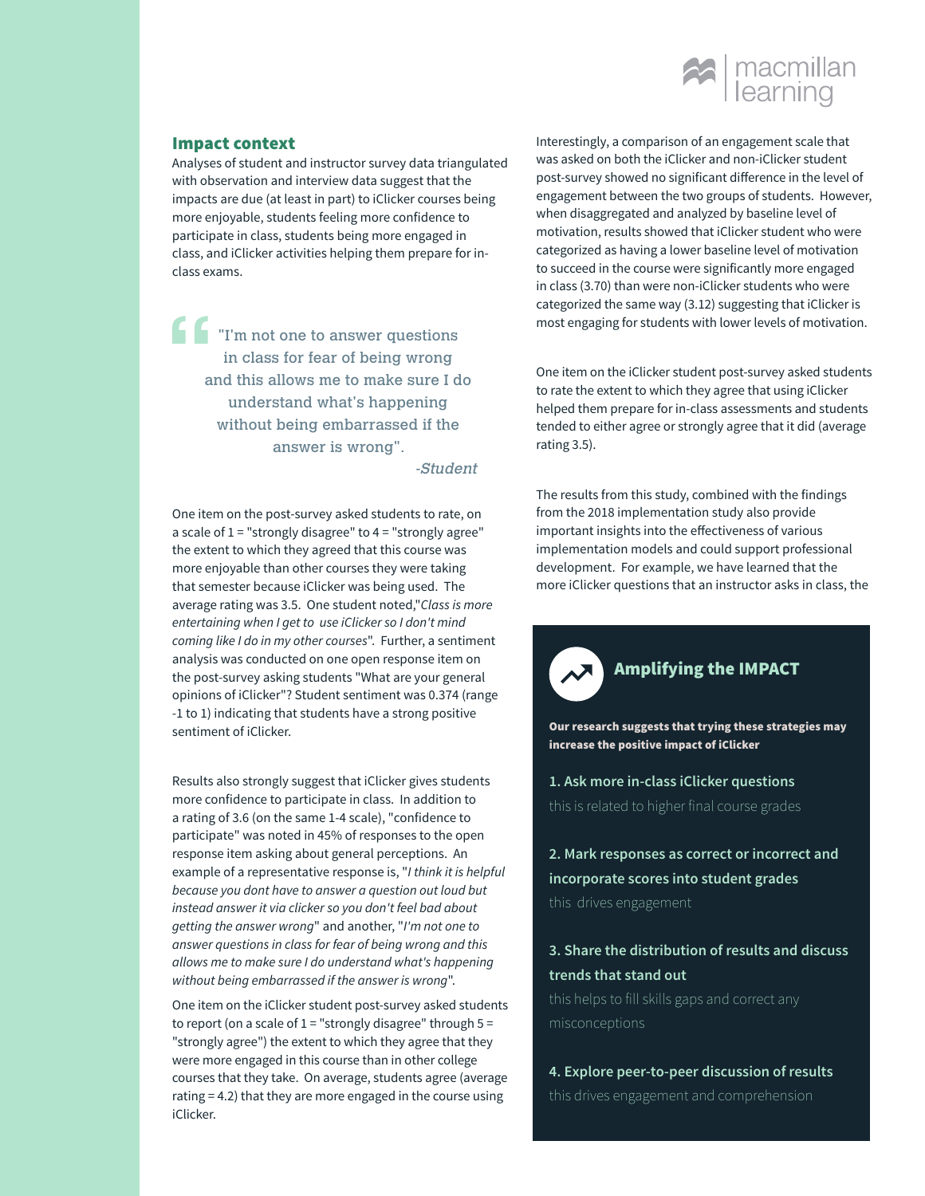## Impact context

Analyses of student and instructor survey data triangulated with observation and interview data suggest that the impacts are due (at least in part) to iClicker courses being more enjoyable, students feeling more confidence to participate in class, students being more engaged in class, and iClicker activities helping them prepare for in-class exams.

> "I'm not one to answer questions in class for fear of being wrong and this allows me to make sure I do understand what's happening without being embarrassed if the answer is wrong".
>
> *-Student*

One item on the post-survey asked students to rate, on a scale of 1 = "strongly disagree" to 4 = "strongly agree" the extent to which they agreed that this course was more enjoyable than other courses they were taking that semester because iClicker was being used. The average rating was 3.5. One student noted,"*Class is more entertaining when I get to use iClicker so I don't mind coming like I do in my other courses*". Further, a sentiment analysis was conducted on one open response item on the post-survey asking students "What are your general opinions of iClicker"? Student sentiment was 0.374 (range -1 to 1) indicating that students have a strong positive sentiment of iClicker.

Results also strongly suggest that iClicker gives students more confidence to participate in class. In addition to a rating of 3.6 (on the same 1-4 scale), "confidence to participate" was noted in 45% of responses to the open response item asking about general perceptions. An example of a representative response is, "*I think it is helpful because you dont have to answer a question out loud but instead answer it via clicker so you don't feel bad about getting the answer wrong*" and another, "*I'm not one to answer questions in class for fear of being wrong and this allows me to make sure I do understand what's happening without being embarrassed if the answer is wrong*".

One item on the iClicker student post-survey asked students to report (on a scale of 1 = "strongly disagree" through 5 = "strongly agree") the extent to which they agree that they were more engaged in this course than in other college courses that they take. On average, students agree (average rating = 4.2) that they are more engaged in the course using iClicker.

Interestingly, a comparison of an engagement scale that was asked on both the iClicker and non-iClicker student post-survey showed no significant difference in the level of engagement between the two groups of students. However, when disaggregated and analyzed by baseline level of motivation, results showed that iClicker student who were categorized as having a lower baseline level of motivation to succeed in the course were significantly more engaged in class (3.70) than were non-iClicker students who were categorized the same way (3.12) suggesting that iClicker is most engaging for students with lower levels of motivation.

One item on the iClicker student post-survey asked students to rate the extent to which they agree that using iClicker helped them prepare for in-class assessments and students tended to either agree or strongly agree that it did (average rating 3.5).

The results from this study, combined with the findings from the 2018 implementation study also provide important insights into the effectiveness of various implementation models and could support professional development. For example, we have learned that the more iClicker questions that an instructor asks in class, the

### Amplifying the IMPACT

**Our research suggests that trying these strategies may increase the positive impact of iClicker**

**1. Ask more in-class iClicker questions**
this is related to higher final course grades

**2. Mark responses as correct or incorrect and incorporate scores into student grades**
this drives engagement

**3. Share the distribution of results and discuss trends that stand out**
this helps to fill skills gaps and correct any misconceptions

**4. Explore peer-to-peer discussion of results**
this drives engagement and comprehension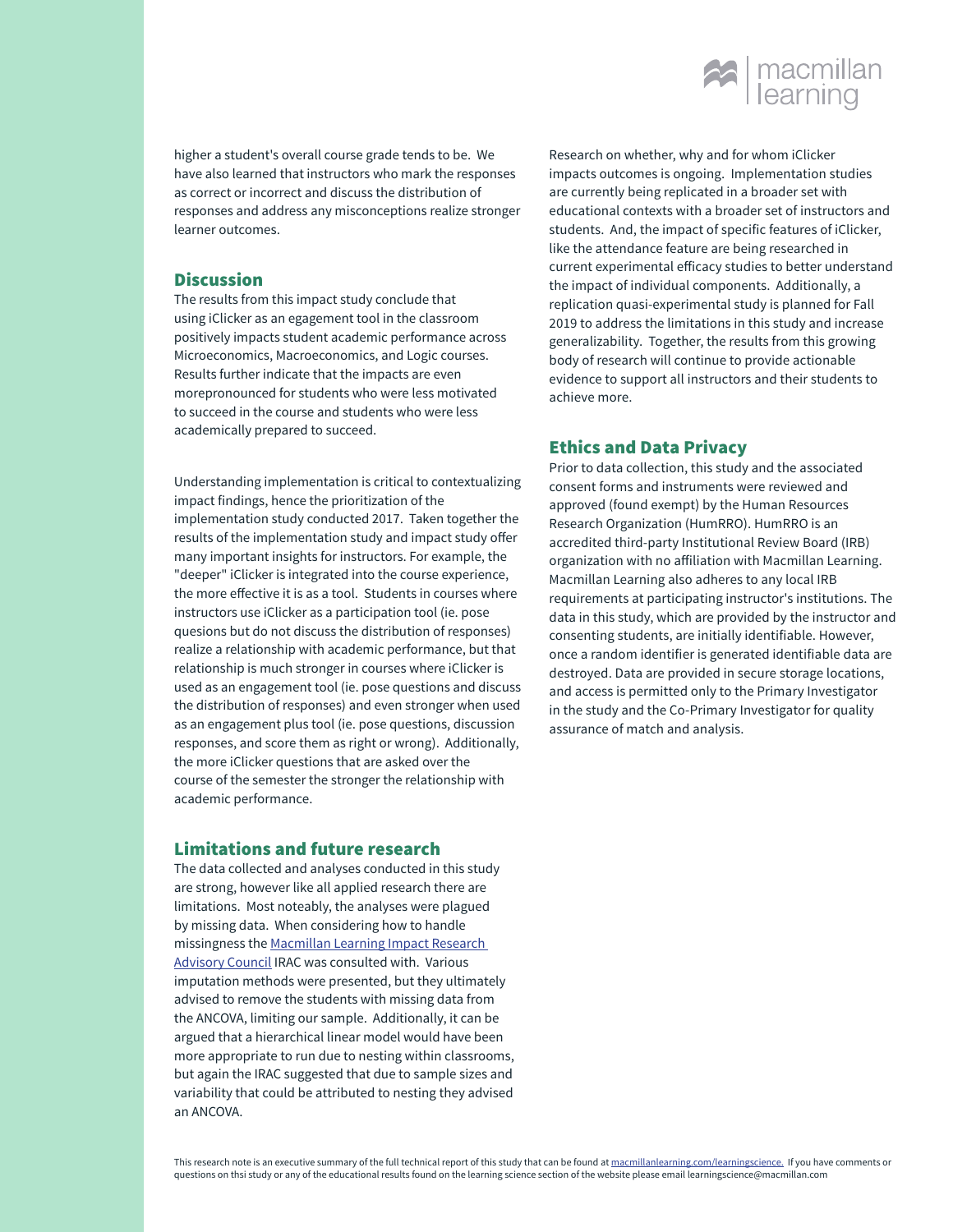higher a student's overall course grade tends to be. We have also learned that instructors who mark the responses as correct or incorrect and discuss the distribution of responses and address any misconceptions realize stronger learner outcomes.

## Discussion

The results from this impact study conclude that using iClicker as an egagement tool in the classroom positively impacts student academic performance across Microeconomics, Macroeconomics, and Logic courses. Results further indicate that the impacts are even morepronounced for students who were less motivated to succeed in the course and students who were less academically prepared to succeed.

Understanding implementation is critical to contextualizing impact findings, hence the prioritization of the implementation study conducted 2017. Taken together the results of the implementation study and impact study offer many important insights for instructors. For example, the "deeper" iClicker is integrated into the course experience, the more effective it is as a tool. Students in courses where instructors use iClicker as a participation tool (ie. pose quesions but do not discuss the distribution of responses) realize a relationship with academic performance, but that relationship is much stronger in courses where iClicker is used as an engagement tool (ie. pose questions and discuss the distribution of responses) and even stronger when used as an engagement plus tool (ie. pose questions, discussion responses, and score them as right or wrong). Additionally, the more iClicker questions that are asked over the course of the semester the stronger the relationship with academic performance.

## Limitations and future research

The data collected and analyses conducted in this study are strong, however like all applied research there are limitations. Most noteably, the analyses were plagued by missing data. When considering how to handle missingness the [Macmillan Learning Impact Research Advisory Council] IRAC was consulted with. Various imputation methods were presented, but they ultimately advised to remove the students with missing data from the ANCOVA, limiting our sample. Additionally, it can be argued that a hierarchical linear model would have been more appropriate to run due to nesting within classrooms, but again the IRAC suggested that due to sample sizes and variability that could be attributed to nesting they advised an ANCOVA.

Research on whether, why and for whom iClicker impacts outcomes is ongoing. Implementation studies are currently being replicated in a broader set with educational contexts with a broader set of instructors and students. And, the impact of specific features of iClicker, like the attendance feature are being researched in current experimental efficacy studies to better understand the impact of individual components. Additionally, a replication quasi-experimental study is planned for Fall 2019 to address the limitations in this study and increase generalizability. Together, the results from this growing body of research will continue to provide actionable evidence to support all instructors and their students to achieve more.

## Ethics and Data Privacy

Prior to data collection, this study and the associated consent forms and instruments were reviewed and approved (found exempt) by the Human Resources Research Organization (HumRRO). HumRRO is an accredited third-party Institutional Review Board (IRB) organization with no affiliation with Macmillan Learning. Macmillan Learning also adheres to any local IRB requirements at participating instructor's institutions. The data in this study, which are provided by the instructor and consenting students, are initially identifiable. However, once a random identifier is generated identifiable data are destroyed. Data are provided in secure storage locations, and access is permitted only to the Primary Investigator in the study and the Co-Primary Investigator for quality assurance of match and analysis.

This research note is an executive summary of the full technical report of this study that can be found at macmillanlearning.com/learningscience. If you have comments or questions on thsi study or any of the educational results found on the learning science section of the website please email learningscience@macmillan.com